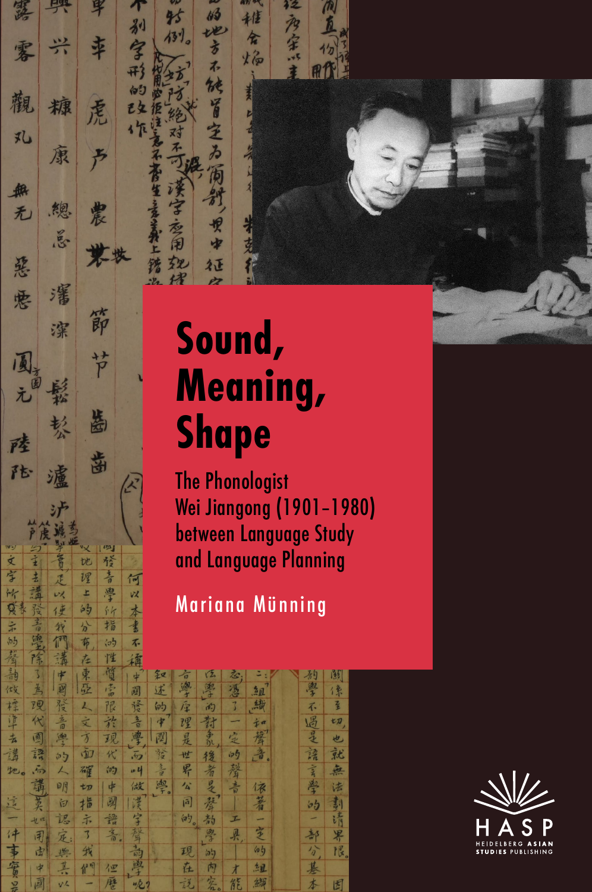# Sound, Meaning, Shape

## The Phonologist Wei Jiangong (1901–1980) between Language Study and Language Planning

Mariana Münning

HASP

HEIDELBERG ASIAN STUDIES PUBLISHING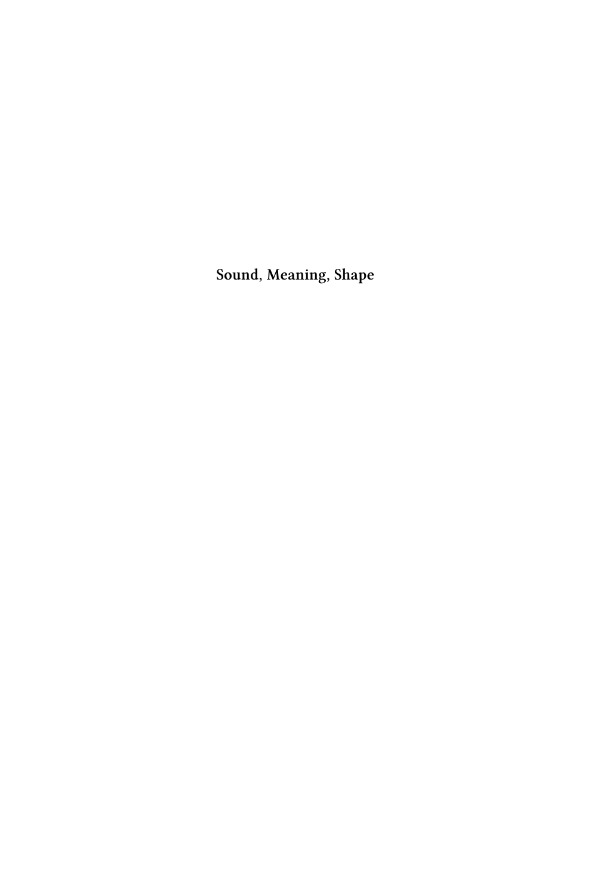**Sound, Meaning, Shape**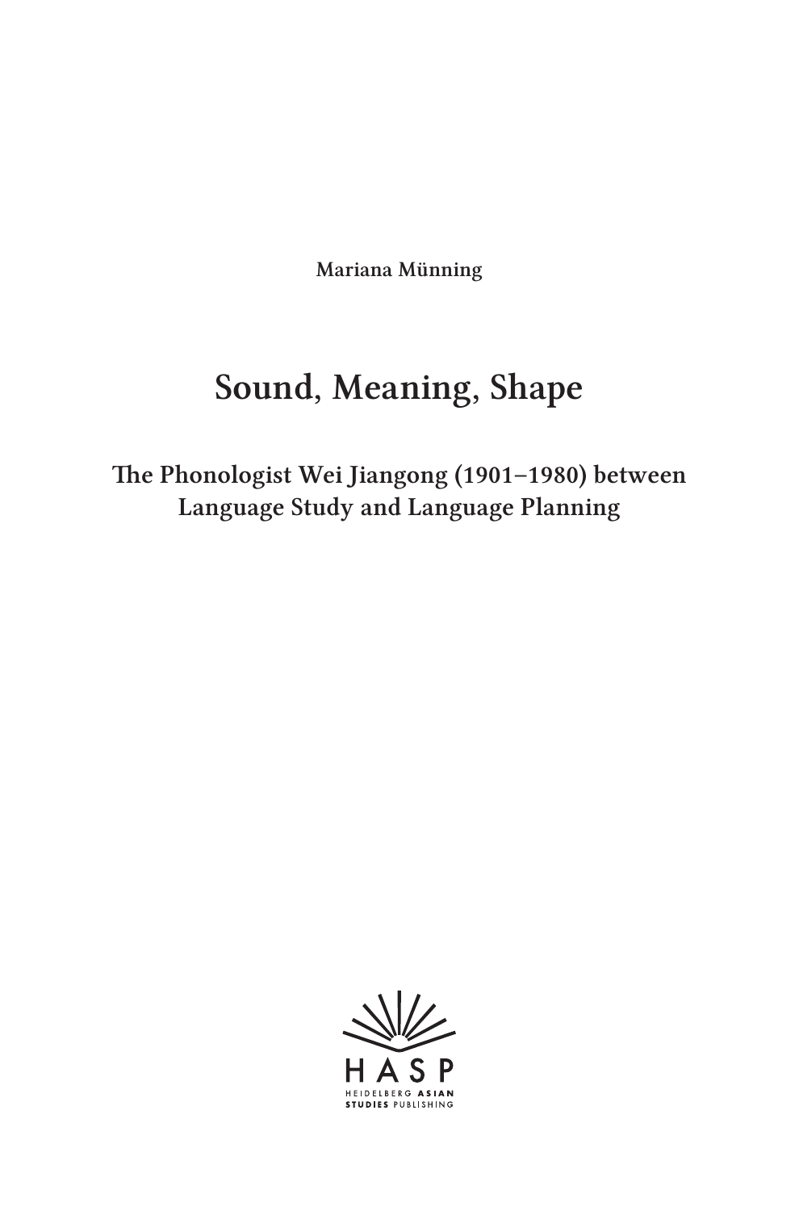Mariana Münning

# Sound, Meaning, Shape

## The Phonologist Wei Jiangong (1901–1980) between Language Study and Language Planning

HASP

HEIDELBERG ASIAN STUDIES PUBLISHING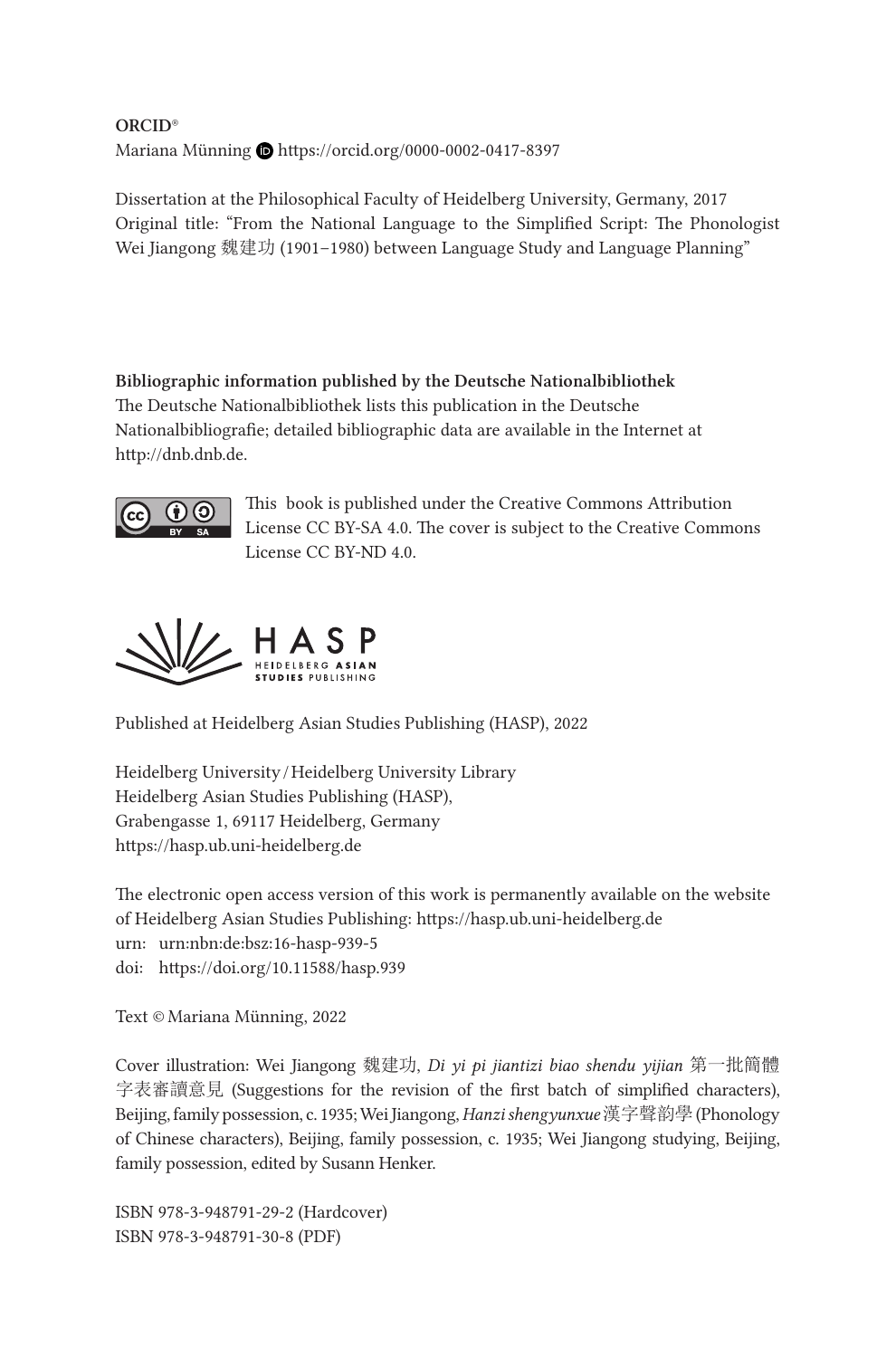**ORCID®**
Mariana Münning https://orcid.org/0000-0002-0417-8397

Dissertation at the Philosophical Faculty of Heidelberg University, Germany, 2017
Original title: "From the National Language to the Simplified Script: The Phonologist Wei Jiangong 魏建功 (1901–1980) between Language Study and Language Planning"

**Bibliographic information published by the Deutsche Nationalbibliothek**
The Deutsche Nationalbibliothek lists this publication in the Deutsche Nationalbibliografie; detailed bibliographic data are available in the Internet at http://dnb.dnb.de.

This book is published under the Creative Commons Attribution License CC BY-SA 4.0. The cover is subject to the Creative Commons License CC BY-ND 4.0.

HASP
HEIDELBERG ASIAN STUDIES PUBLISHING

Published at Heidelberg Asian Studies Publishing (HASP), 2022

Heidelberg University / Heidelberg University Library
Heidelberg Asian Studies Publishing (HASP),
Grabengasse 1, 69117 Heidelberg, Germany
https://hasp.ub.uni-heidelberg.de

The electronic open access version of this work is permanently available on the website of Heidelberg Asian Studies Publishing: https://hasp.ub.uni-heidelberg.de
urn: urn:nbn:de:bsz:16-hasp-939-5
doi: https://doi.org/10.11588/hasp.939

Text © Mariana Münning, 2022

Cover illustration: Wei Jiangong 魏建功, *Di yi pi jiantizi biao shendu yijian* 第一批簡體字表審讀意見 (Suggestions for the revision of the first batch of simplified characters), Beijing, family possession, c. 1935; Wei Jiangong, *Hanzi shengyunxue* 漢字聲韵學 (Phonology of Chinese characters), Beijing, family possession, c. 1935; Wei Jiangong studying, Beijing, family possession, edited by Susann Henker.

ISBN 978-3-948791-29-2 (Hardcover)
ISBN 978-3-948791-30-8 (PDF)